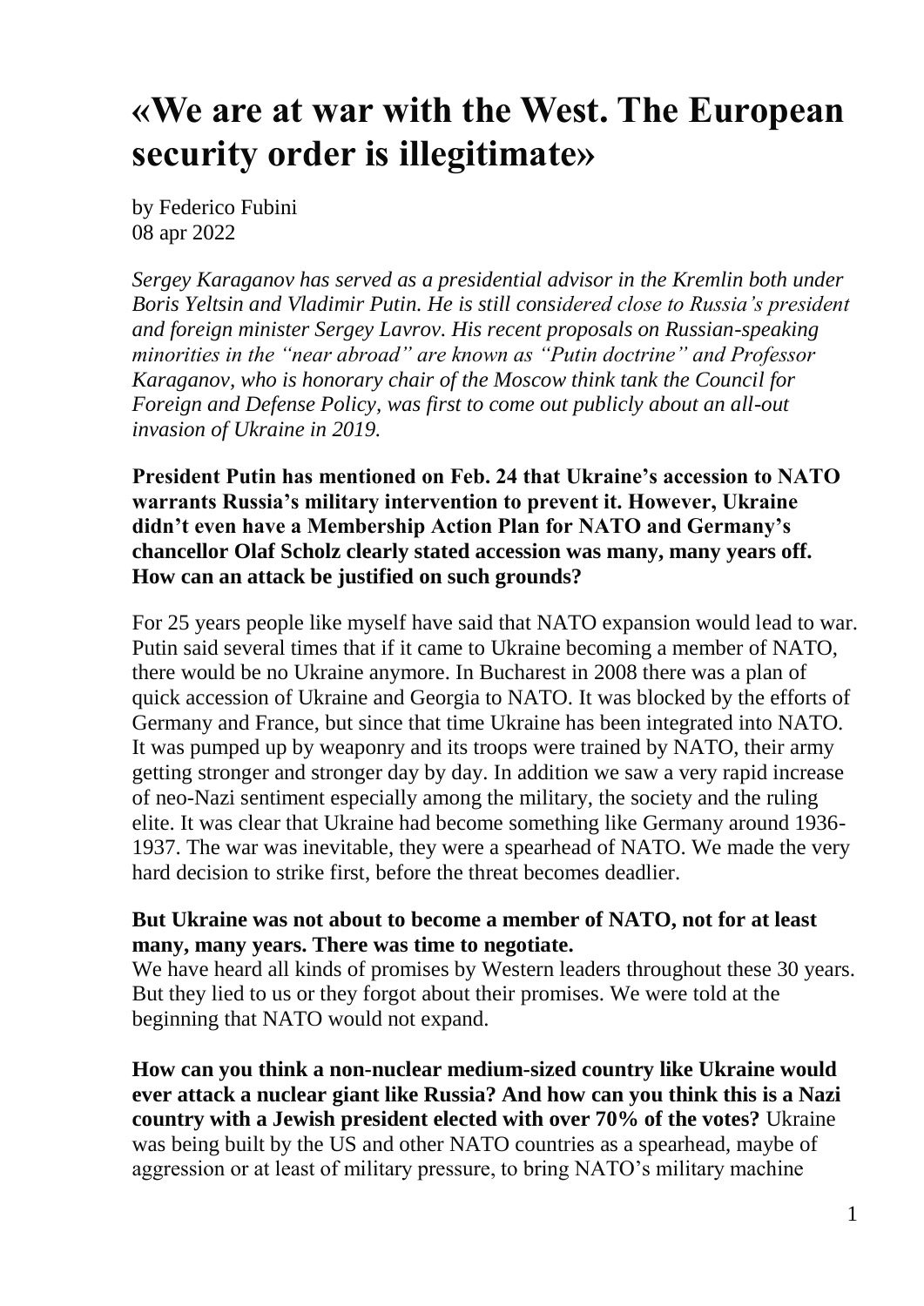# «We are at war with the West. The European security order is illegitimate»

by Federico Fubini
08 apr 2022

*Sergey Karaganov has served as a presidential advisor in the Kremlin both under Boris Yeltsin and Vladimir Putin. He is still considered close to Russia's president and foreign minister Sergey Lavrov. His recent proposals on Russian-speaking minorities in the "near abroad" are known as "Putin doctrine" and Professor Karaganov, who is honorary chair of the Moscow think tank the Council for Foreign and Defense Policy, was first to come out publicly about an all-out invasion of Ukraine in 2019.*

**President Putin has mentioned on Feb. 24 that Ukraine's accession to NATO warrants Russia's military intervention to prevent it. However, Ukraine didn't even have a Membership Action Plan for NATO and Germany's chancellor Olaf Scholz clearly stated accession was many, many years off. How can an attack be justified on such grounds?**

For 25 years people like myself have said that NATO expansion would lead to war. Putin said several times that if it came to Ukraine becoming a member of NATO, there would be no Ukraine anymore. In Bucharest in 2008 there was a plan of quick accession of Ukraine and Georgia to NATO. It was blocked by the efforts of Germany and France, but since that time Ukraine has been integrated into NATO. It was pumped up by weaponry and its troops were trained by NATO, their army getting stronger and stronger day by day. In addition we saw a very rapid increase of neo-Nazi sentiment especially among the military, the society and the ruling elite. It was clear that Ukraine had become something like Germany around 1936-1937. The war was inevitable, they were a spearhead of NATO. We made the very hard decision to strike first, before the threat becomes deadlier.

**But Ukraine was not about to become a member of NATO, not for at least many, many years. There was time to negotiate.**
We have heard all kinds of promises by Western leaders throughout these 30 years. But they lied to us or they forgot about their promises. We were told at the beginning that NATO would not expand.

**How can you think a non-nuclear medium-sized country like Ukraine would ever attack a nuclear giant like Russia? And how can you think this is a Nazi country with a Jewish president elected with over 70% of the votes?** Ukraine was being built by the US and other NATO countries as a spearhead, maybe of aggression or at least of military pressure, to bring NATO's military machine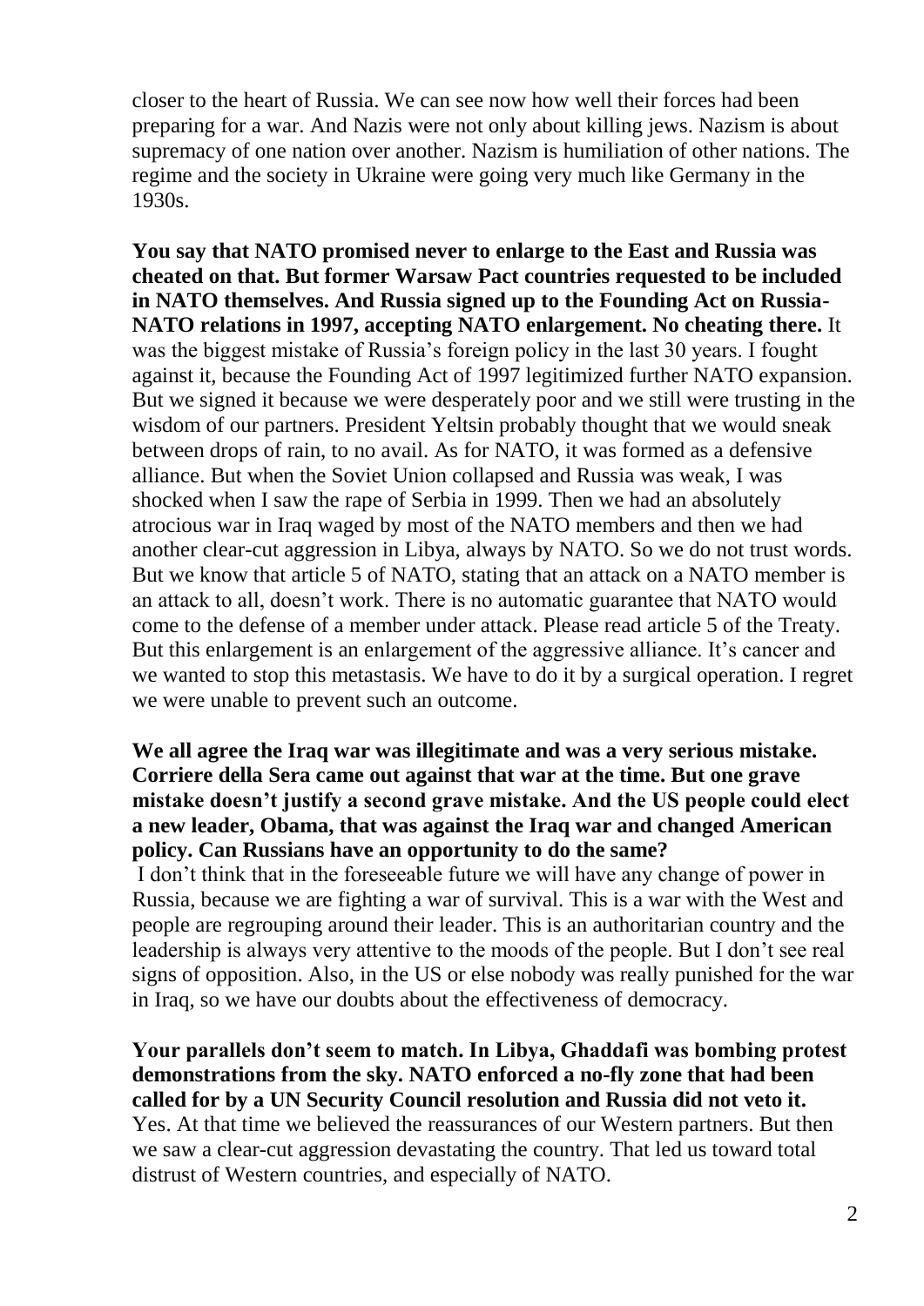closer to the heart of Russia. We can see now how well their forces had been preparing for a war. And Nazis were not only about killing jews. Nazism is about supremacy of one nation over another. Nazism is humiliation of other nations. The regime and the society in Ukraine were going very much like Germany in the 1930s.

**You say that NATO promised never to enlarge to the East and Russia was cheated on that. But former Warsaw Pact countries requested to be included in NATO themselves. And Russia signed up to the Founding Act on Russia-NATO relations in 1997, accepting NATO enlargement. No cheating there.** It was the biggest mistake of Russia's foreign policy in the last 30 years. I fought against it, because the Founding Act of 1997 legitimized further NATO expansion. But we signed it because we were desperately poor and we still were trusting in the wisdom of our partners. President Yeltsin probably thought that we would sneak between drops of rain, to no avail. As for NATO, it was formed as a defensive alliance. But when the Soviet Union collapsed and Russia was weak, I was shocked when I saw the rape of Serbia in 1999. Then we had an absolutely atrocious war in Iraq waged by most of the NATO members and then we had another clear-cut aggression in Libya, always by NATO. So we do not trust words. But we know that article 5 of NATO, stating that an attack on a NATO member is an attack to all, doesn't work. There is no automatic guarantee that NATO would come to the defense of a member under attack. Please read article 5 of the Treaty. But this enlargement is an enlargement of the aggressive alliance. It's cancer and we wanted to stop this metastasis. We have to do it by a surgical operation. I regret we were unable to prevent such an outcome.

**We all agree the Iraq war was illegitimate and was a very serious mistake. Corriere della Sera came out against that war at the time. But one grave mistake doesn't justify a second grave mistake. And the US people could elect a new leader, Obama, that was against the Iraq war and changed American policy. Can Russians have an opportunity to do the same?**

I don't think that in the foreseeable future we will have any change of power in Russia, because we are fighting a war of survival. This is a war with the West and people are regrouping around their leader. This is an authoritarian country and the leadership is always very attentive to the moods of the people. But I don't see real signs of opposition. Also, in the US or else nobody was really punished for the war in Iraq, so we have our doubts about the effectiveness of democracy.

**Your parallels don't seem to match. In Libya, Ghaddafi was bombing protest demonstrations from the sky. NATO enforced a no-fly zone that had been called for by a UN Security Council resolution and Russia did not veto it.** Yes. At that time we believed the reassurances of our Western partners. But then we saw a clear-cut aggression devastating the country. That led us toward total distrust of Western countries, and especially of NATO.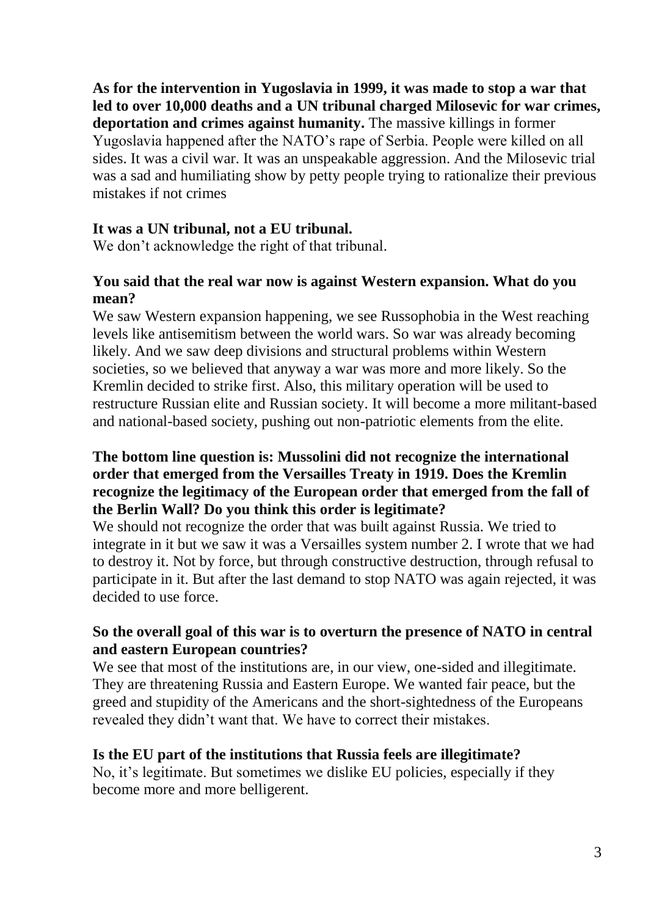**As for the intervention in Yugoslavia in 1999, it was made to stop a war that led to over 10,000 deaths and a UN tribunal charged Milosevic for war crimes, deportation and crimes against humanity.** The massive killings in former Yugoslavia happened after the NATO's rape of Serbia. People were killed on all sides. It was a civil war. It was an unspeakable aggression. And the Milosevic trial was a sad and humiliating show by petty people trying to rationalize their previous mistakes if not crimes

**It was a UN tribunal, not a EU tribunal.**
We don't acknowledge the right of that tribunal.

**You said that the real war now is against Western expansion. What do you mean?**
We saw Western expansion happening, we see Russophobia in the West reaching levels like antisemitism between the world wars. So war was already becoming likely. And we saw deep divisions and structural problems within Western societies, so we believed that anyway a war was more and more likely. So the Kremlin decided to strike first. Also, this military operation will be used to restructure Russian elite and Russian society. It will become a more militant-based and national-based society, pushing out non-patriotic elements from the elite.

**The bottom line question is: Mussolini did not recognize the international order that emerged from the Versailles Treaty in 1919. Does the Kremlin recognize the legitimacy of the European order that emerged from the fall of the Berlin Wall? Do you think this order is legitimate?**
We should not recognize the order that was built against Russia. We tried to integrate in it but we saw it was a Versailles system number 2. I wrote that we had to destroy it. Not by force, but through constructive destruction, through refusal to participate in it. But after the last demand to stop NATO was again rejected, it was decided to use force.

**So the overall goal of this war is to overturn the presence of NATO in central and eastern European countries?**
We see that most of the institutions are, in our view, one-sided and illegitimate. They are threatening Russia and Eastern Europe. We wanted fair peace, but the greed and stupidity of the Americans and the short-sightedness of the Europeans revealed they didn't want that. We have to correct their mistakes.

**Is the EU part of the institutions that Russia feels are illegitimate?**
No, it's legitimate. But sometimes we dislike EU policies, especially if they become more and more belligerent.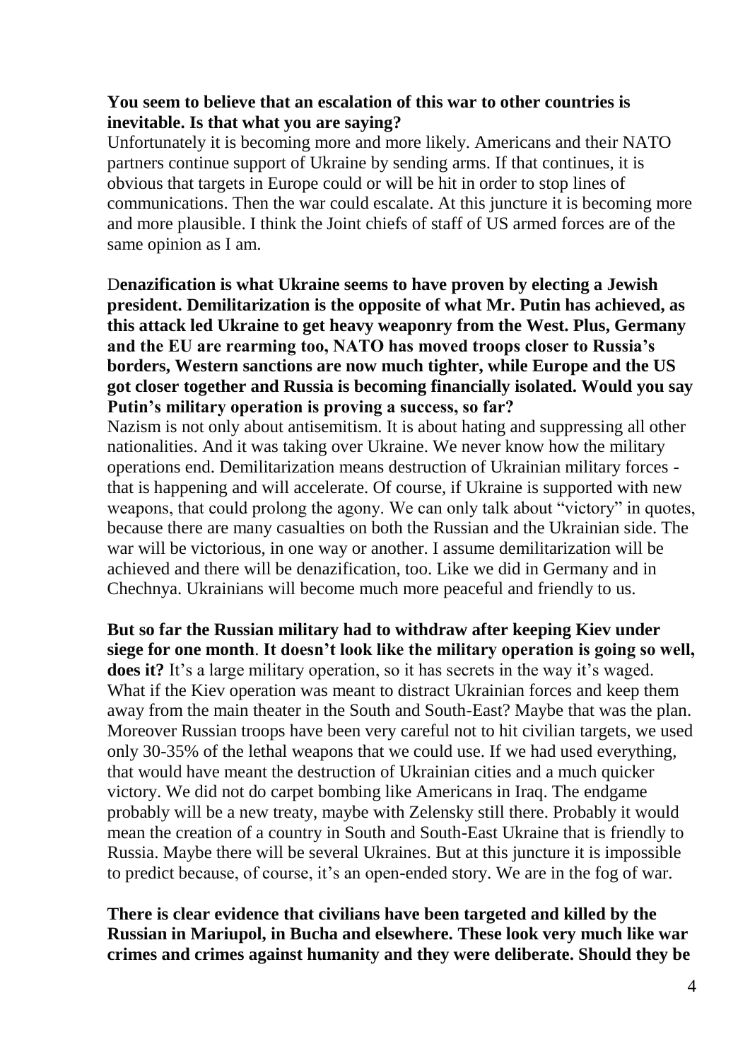**You seem to believe that an escalation of this war to other countries is inevitable. Is that what you are saying?**
Unfortunately it is becoming more and more likely. Americans and their NATO partners continue support of Ukraine by sending arms. If that continues, it is obvious that targets in Europe could or will be hit in order to stop lines of communications. Then the war could escalate. At this juncture it is becoming more and more plausible. I think the Joint chiefs of staff of US armed forces are of the same opinion as I am.

**Denazification is what Ukraine seems to have proven by electing a Jewish president. Demilitarization is the opposite of what Mr. Putin has achieved, as this attack led Ukraine to get heavy weaponry from the West. Plus, Germany and the EU are rearming too, NATO has moved troops closer to Russia's borders, Western sanctions are now much tighter, while Europe and the US got closer together and Russia is becoming financially isolated. Would you say Putin's military operation is proving a success, so far?**
Nazism is not only about antisemitism. It is about hating and suppressing all other nationalities. And it was taking over Ukraine. We never know how the military operations end. Demilitarization means destruction of Ukrainian military forces - that is happening and will accelerate. Of course, if Ukraine is supported with new weapons, that could prolong the agony. We can only talk about "victory" in quotes, because there are many casualties on both the Russian and the Ukrainian side. The war will be victorious, in one way or another. I assume demilitarization will be achieved and there will be denazification, too. Like we did in Germany and in Chechnya. Ukrainians will become much more peaceful and friendly to us.

**But so far the Russian military had to withdraw after keeping Kiev under siege for one month. It doesn't look like the military operation is going so well, does it?** It's a large military operation, so it has secrets in the way it's waged. What if the Kiev operation was meant to distract Ukrainian forces and keep them away from the main theater in the South and South-East? Maybe that was the plan. Moreover Russian troops have been very careful not to hit civilian targets, we used only 30-35% of the lethal weapons that we could use. If we had used everything, that would have meant the destruction of Ukrainian cities and a much quicker victory. We did not do carpet bombing like Americans in Iraq. The endgame probably will be a new treaty, maybe with Zelensky still there. Probably it would mean the creation of a country in South and South-East Ukraine that is friendly to Russia. Maybe there will be several Ukraines. But at this juncture it is impossible to predict because, of course, it's an open-ended story. We are in the fog of war.

**There is clear evidence that civilians have been targeted and killed by the Russian in Mariupol, in Bucha and elsewhere. These look very much like war crimes and crimes against humanity and they were deliberate. Should they be**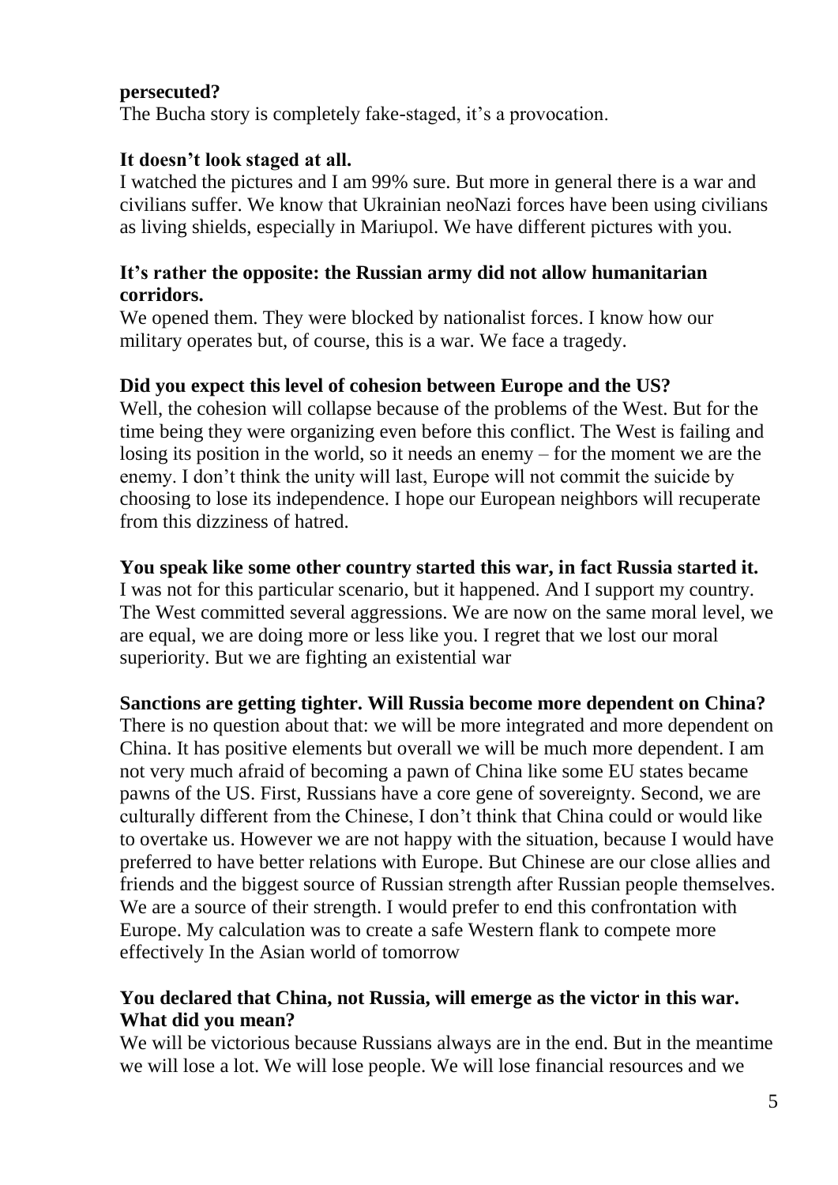**persecuted?**

The Bucha story is completely fake-staged, it's a provocation.

**It doesn't look staged at all.**

I watched the pictures and I am 99% sure. But more in general there is a war and civilians suffer. We know that Ukrainian neoNazi forces have been using civilians as living shields, especially in Mariupol. We have different pictures with you.

**It's rather the opposite: the Russian army did not allow humanitarian corridors.**

We opened them. They were blocked by nationalist forces. I know how our military operates but, of course, this is a war. We face a tragedy.

**Did you expect this level of cohesion between Europe and the US?**

Well, the cohesion will collapse because of the problems of the West. But for the time being they were organizing even before this conflict. The West is failing and losing its position in the world, so it needs an enemy – for the moment we are the enemy. I don't think the unity will last, Europe will not commit the suicide by choosing to lose its independence. I hope our European neighbors will recuperate from this dizziness of hatred.

**You speak like some other country started this war, in fact Russia started it.**

I was not for this particular scenario, but it happened. And I support my country. The West committed several aggressions. We are now on the same moral level, we are equal, we are doing more or less like you. I regret that we lost our moral superiority. But we are fighting an existential war

**Sanctions are getting tighter. Will Russia become more dependent on China?**

There is no question about that: we will be more integrated and more dependent on China. It has positive elements but overall we will be much more dependent. I am not very much afraid of becoming a pawn of China like some EU states became pawns of the US. First, Russians have a core gene of sovereignty. Second, we are culturally different from the Chinese, I don't think that China could or would like to overtake us. However we are not happy with the situation, because I would have preferred to have better relations with Europe. But Chinese are our close allies and friends and the biggest source of Russian strength after Russian people themselves. We are a source of their strength. I would prefer to end this confrontation with Europe. My calculation was to create a safe Western flank to compete more effectively In the Asian world of tomorrow

**You declared that China, not Russia, will emerge as the victor in this war. What did you mean?**

We will be victorious because Russians always are in the end. But in the meantime we will lose a lot. We will lose people. We will lose financial resources and we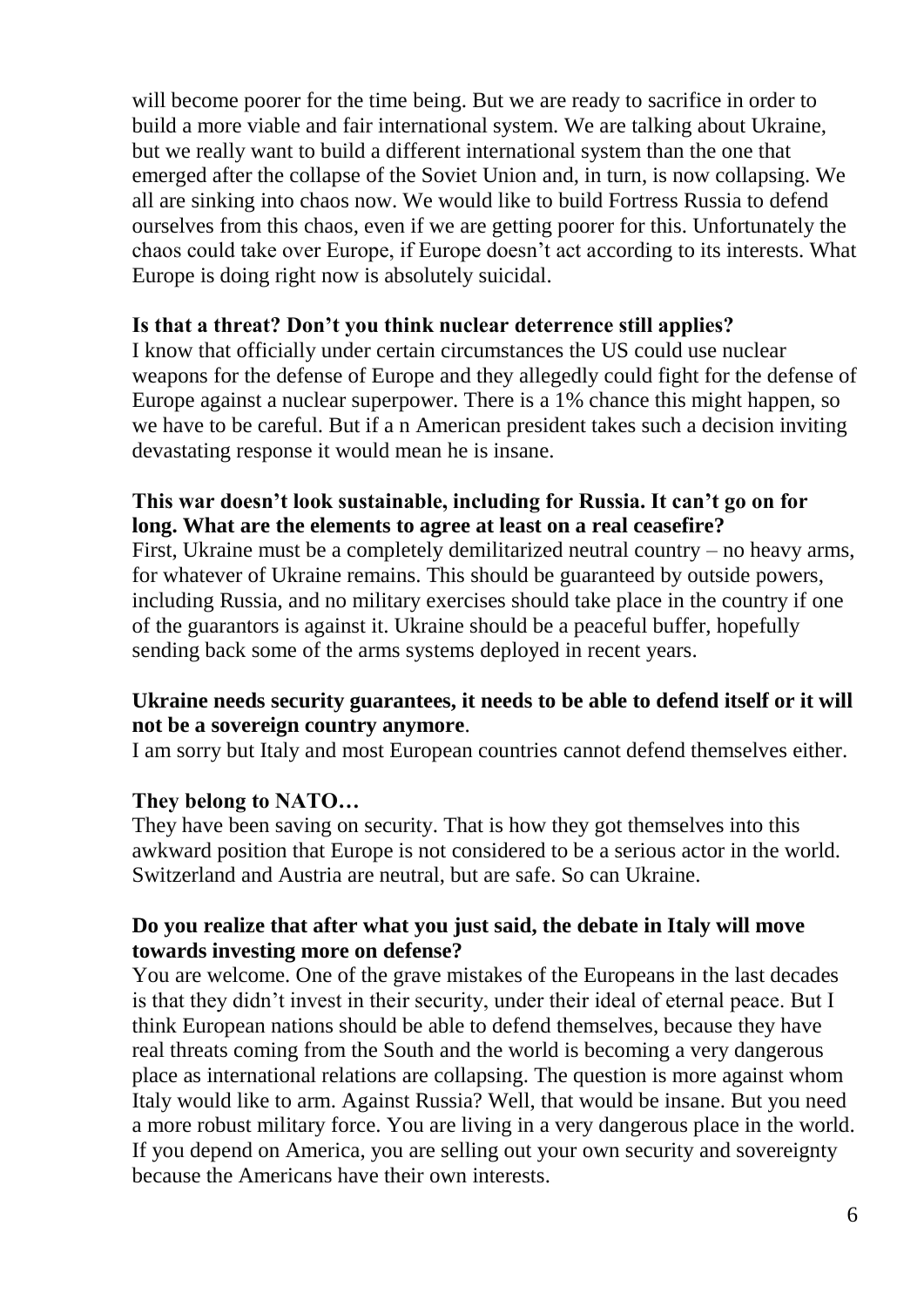will become poorer for the time being. But we are ready to sacrifice in order to build a more viable and fair international system. We are talking about Ukraine, but we really want to build a different international system than the one that emerged after the collapse of the Soviet Union and, in turn, is now collapsing. We all are sinking into chaos now. We would like to build Fortress Russia to defend ourselves from this chaos, even if we are getting poorer for this. Unfortunately the chaos could take over Europe, if Europe doesn't act according to its interests. What Europe is doing right now is absolutely suicidal.

**Is that a threat? Don't you think nuclear deterrence still applies?**

I know that officially under certain circumstances the US could use nuclear weapons for the defense of Europe and they allegedly could fight for the defense of Europe against a nuclear superpower. There is a 1% chance this might happen, so we have to be careful. But if a n American president takes such a decision inviting devastating response it would mean he is insane.

**This war doesn't look sustainable, including for Russia. It can't go on for long. What are the elements to agree at least on a real ceasefire?**

First, Ukraine must be a completely demilitarized neutral country – no heavy arms, for whatever of Ukraine remains. This should be guaranteed by outside powers, including Russia, and no military exercises should take place in the country if one of the guarantors is against it. Ukraine should be a peaceful buffer, hopefully sending back some of the arms systems deployed in recent years.

**Ukraine needs security guarantees, it needs to be able to defend itself or it will not be a sovereign country anymore**.

I am sorry but Italy and most European countries cannot defend themselves either.

**They belong to NATO…**

They have been saving on security. That is how they got themselves into this awkward position that Europe is not considered to be a serious actor in the world. Switzerland and Austria are neutral, but are safe. So can Ukraine.

**Do you realize that after what you just said, the debate in Italy will move towards investing more on defense?**

You are welcome. One of the grave mistakes of the Europeans in the last decades is that they didn't invest in their security, under their ideal of eternal peace. But I think European nations should be able to defend themselves, because they have real threats coming from the South and the world is becoming a very dangerous place as international relations are collapsing. The question is more against whom Italy would like to arm. Against Russia? Well, that would be insane. But you need a more robust military force. You are living in a very dangerous place in the world. If you depend on America, you are selling out your own security and sovereignty because the Americans have their own interests.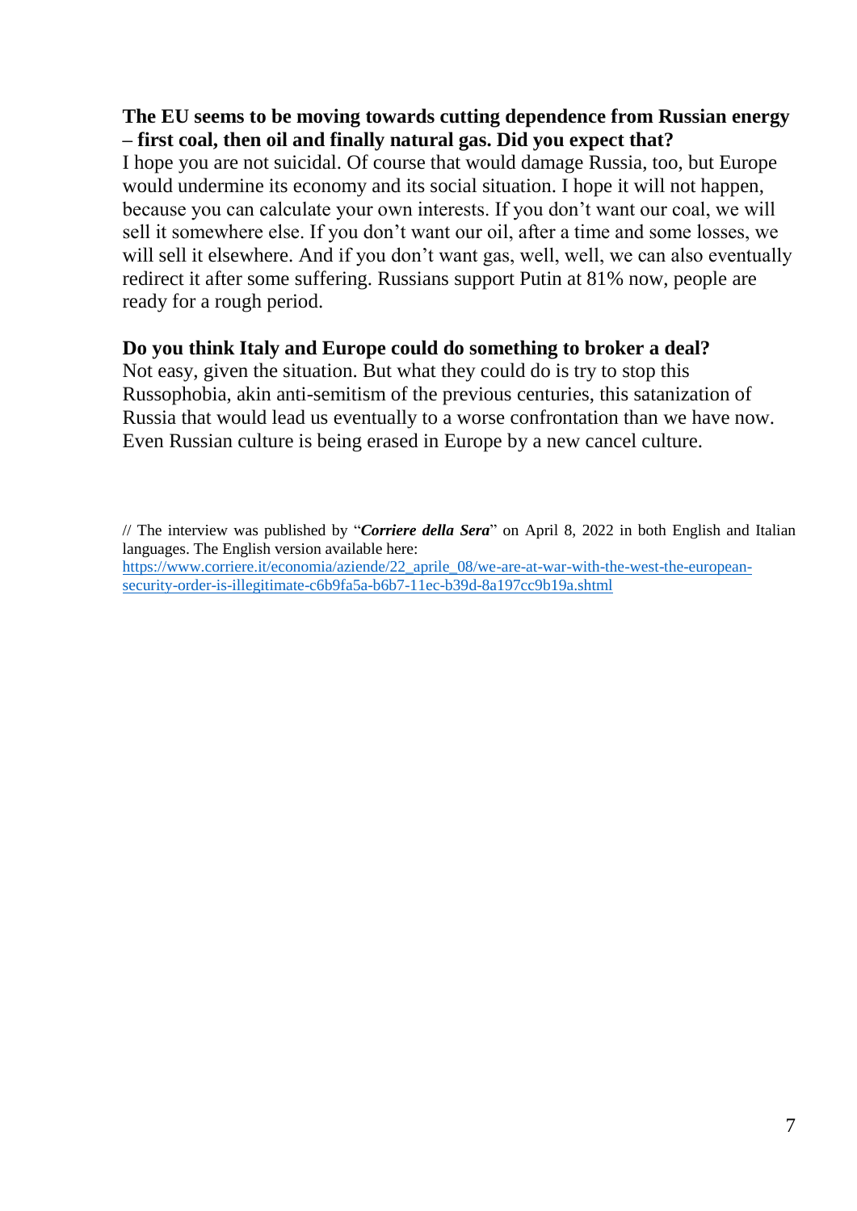**The EU seems to be moving towards cutting dependence from Russian energy – first coal, then oil and finally natural gas. Did you expect that?**

I hope you are not suicidal. Of course that would damage Russia, too, but Europe would undermine its economy and its social situation. I hope it will not happen, because you can calculate your own interests. If you don't want our coal, we will sell it somewhere else. If you don't want our oil, after a time and some losses, we will sell it elsewhere. And if you don't want gas, well, well, we can also eventually redirect it after some suffering. Russians support Putin at 81% now, people are ready for a rough period.

**Do you think Italy and Europe could do something to broker a deal?**

Not easy, given the situation. But what they could do is try to stop this Russophobia, akin anti-semitism of the previous centuries, this satanization of Russia that would lead us eventually to a worse confrontation than we have now. Even Russian culture is being erased in Europe by a new cancel culture.

// The interview was published by "***Corriere della Sera***" on April 8, 2022 in both English and Italian languages. The English version available here: https://www.corriere.it/economia/aziende/22_aprile_08/we-are-at-war-with-the-west-the-european-security-order-is-illegitimate-c6b9fa5a-b6b7-11ec-b39d-8a197cc9b19a.shtml